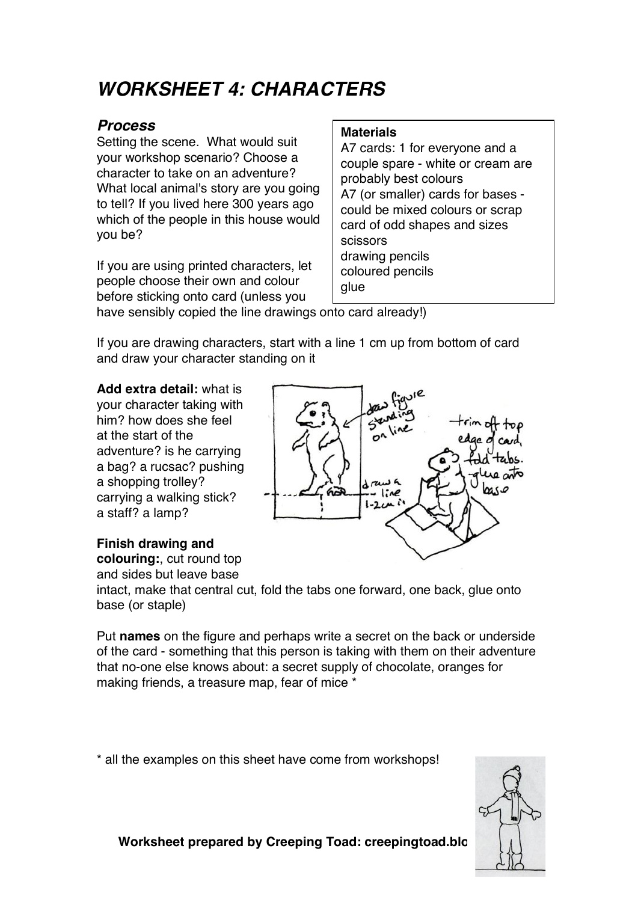// WORKSHEET 4: CHARACTERS

## *Process*

Setting the scene. What would suit your workshop scenario? Choose a character to take on an adventure? What local animal's story are you going to tell? If you lived here 300 years ago which of the people in this house would you be?

**Materials**

A7 cards: 1 for everyone and a couple spare - white or cream are probably best colours
A7 (or smaller) cards for bases - could be mixed colours or scrap card of odd shapes and sizes
scissors
drawing pencils
coloured pencils
glue

If you are using printed characters, let people choose their own and colour before sticking onto card (unless you have sensibly copied the line drawings onto card already!)

If you are drawing characters, start with a line 1 cm up from bottom of card and draw your character standing on it

**Add extra detail:** what is your character taking with him? how does she feel at the start of the adventure? is he carrying a bag? a rucsac? pushing a shopping trolley? carrying a walking stick? a staff? a lamp?

**Finish drawing and colouring:**, cut round top and sides but leave base intact, make that central cut, fold the tabs one forward, one back, glue onto base (or staple)

Put **names** on the figure and perhaps write a secret on the back or underside of the card - something that this person is taking with them on their adventure that no-one else knows about: a secret supply of chocolate, oranges for making friends, a treasure map, fear of mice *

* all the examples on this sheet have come from workshops!

**Worksheet prepared by Creeping Toad: creepingtoad.blo**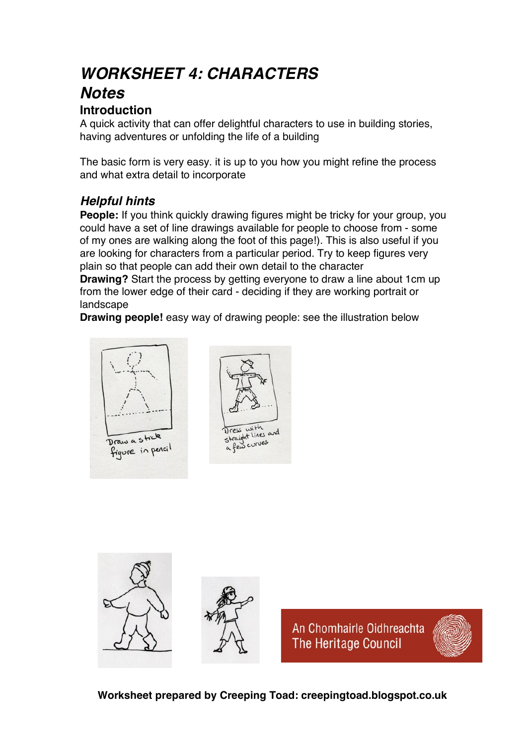# *WORKSHEET 4: CHARACTERS*

## *Notes*

### Introduction

A quick activity that can offer delightful characters to use in building stories, having adventures or unfolding the life of a building

The basic form is very easy. it is up to you how you might refine the process and what extra detail to incorporate

## *Helpful hints*

**People:** If you think quickly drawing figures might be tricky for your group, you could have a set of line drawings available for people to choose from - some of my ones are walking along the foot of this page!). This is also useful if you are looking for characters from a particular period. Try to keep figures very plain so that people can add their own detail to the character

**Drawing?** Start the process by getting everyone to draw a line about 1cm up from the lower edge of their card - deciding if they are working portrait or landscape

**Drawing people!** easy way of drawing people: see the illustration below

Draw a stick figure in pencil

Dress with straight lines and a few curves

An Chomhairle Oidhreachta
The Heritage Council

**Worksheet prepared by Creeping Toad: creepingtoad.blogspot.co.uk**